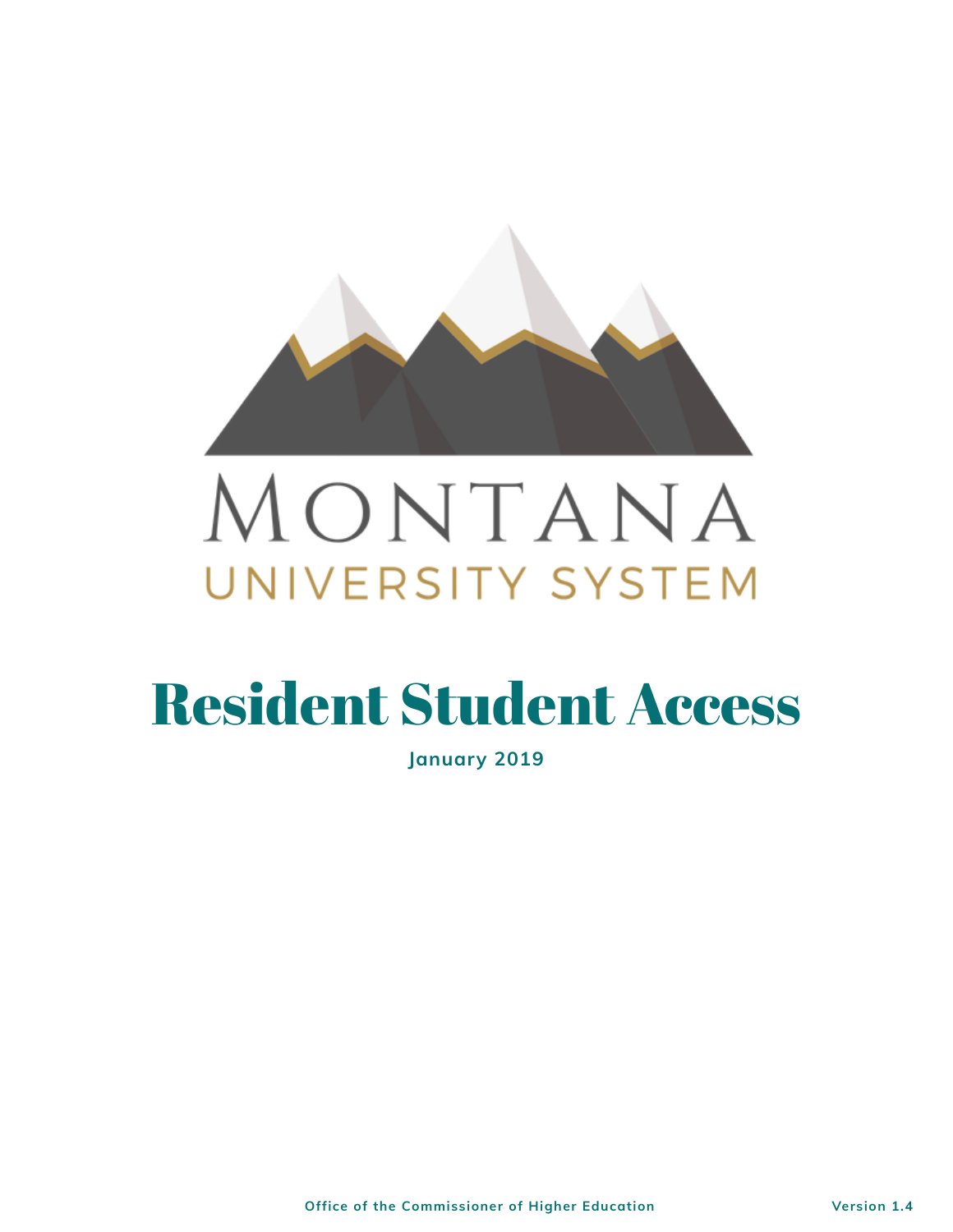MONTANA

UNIVERSITY SYSTEM

# Resident Student Access

**January 2019**

**Office of the Commissioner of Higher Education** **Version 1.4**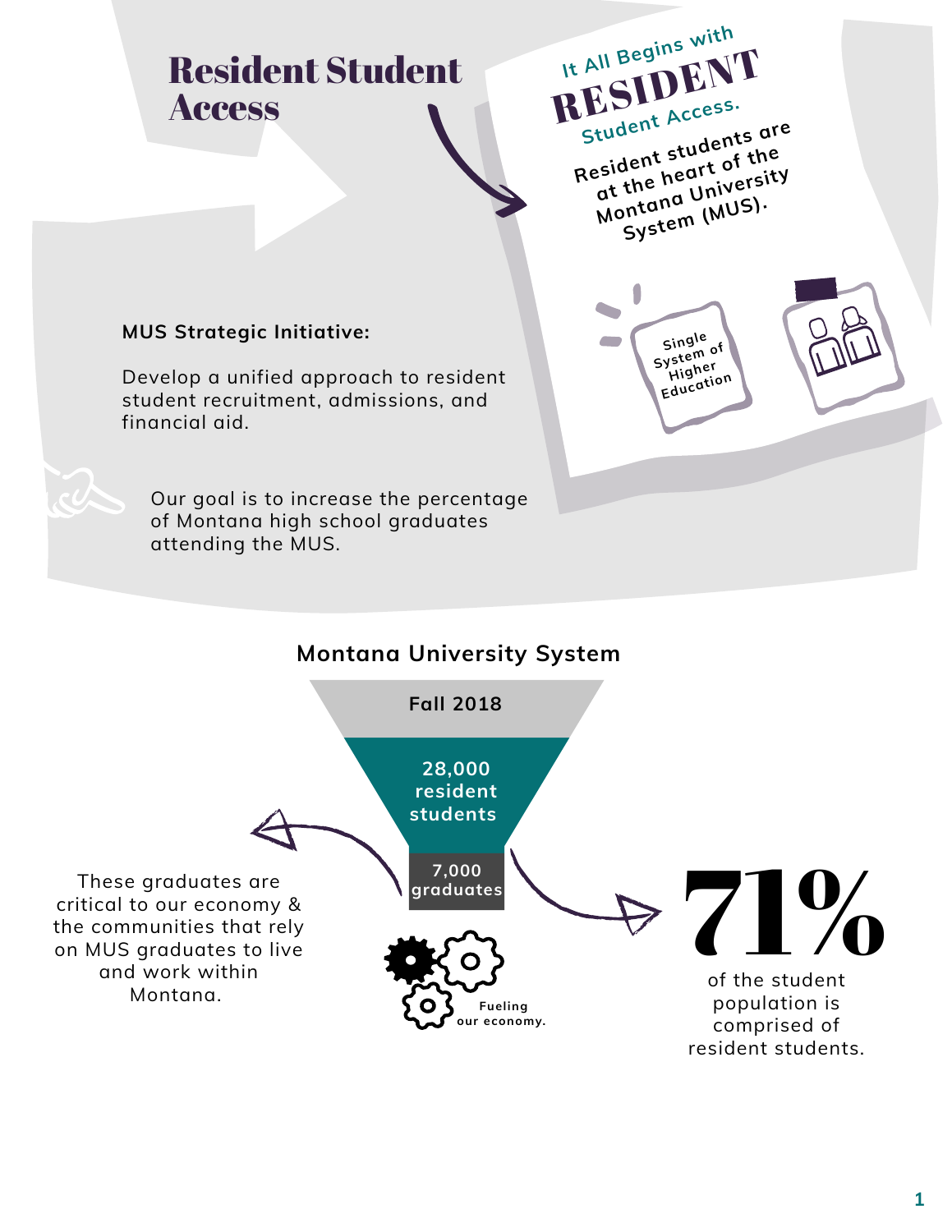# Resident Student Access

It All Begins with **RESIDENT** Student Access.

Resident students are at the heart of the Montana University System (MUS).

Single System of Higher Education

**MUS Strategic Initiative:**

Develop a unified approach to resident student recruitment, admissions, and financial aid.

Our goal is to increase the percentage of Montana high school graduates attending the MUS.

## Montana University System

**Fall 2018**

**28,000 resident students**

**7,000 graduates**

These graduates are critical to our economy & the communities that rely on MUS graduates to live and work within Montana.

Fueling our economy.

**71%** of the student population is comprised of resident students.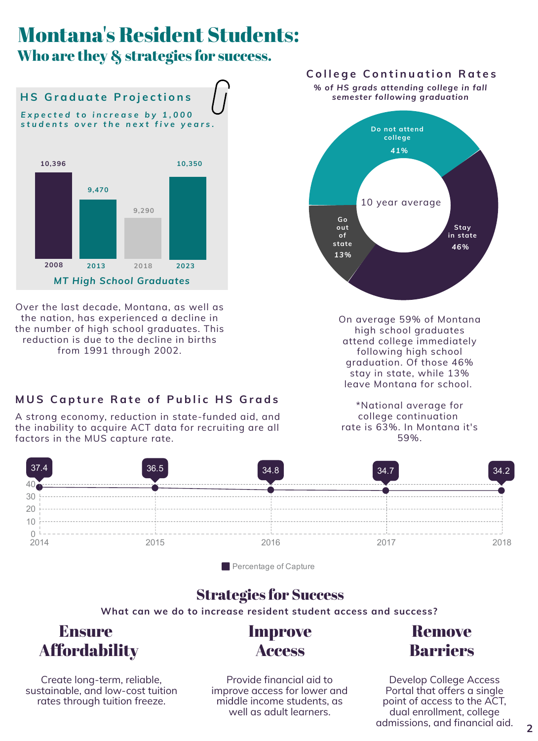# Montana's Resident Students:

## Who are they & strategies for success.

### HS Graduate Projections

*Expected to increase by 1,000 students over the next five years.*

| Year | MT High School Graduates |
|---|---|
| 2008 | 10,396 |
| 2013 | 9,470 |
| 2018 | 9,290 |
| 2023 | 10,350 |

*MT High School Graduates*

Over the last decade, Montana, as well as the nation, has experienced a decline in the number of high school graduates. This reduction is due to the decline in births from 1991 through 2002.

### College Continuation Rates

*% of HS grads attending college in fall semester following graduation*

10 year average

| Category | Percentage |
|---|---|
| Do not attend college | 41% |
| Stay in state | 46% |
| Go out of state | 13% |

On average 59% of Montana high school graduates attend college immediately following high school graduation. Of those 46% stay in state, while 13% leave Montana for school.

*National average for college continuation rate is 63%. In Montana it's 59%.

### MUS Capture Rate of Public HS Grads

A strong economy, reduction in state-funded aid, and the inability to acquire ACT data for recruiting are all factors in the MUS capture rate.

| Year | Percentage of Capture |
|---|---|
| 2014 | 37.4 |
| 2015 | 36.5 |
| 2016 | 34.8 |
| 2017 | 34.7 |
| 2018 | 34.2 |

## Strategies for Success

**What can we do to increase resident student access and success?**

### Ensure Affordability

Create long-term, reliable, sustainable, and low-cost tuition rates through tuition freeze.

### Improve Access

Provide financial aid to improve access for lower and middle income students, as well as adult learners.

### Remove Barriers

Develop College Access Portal that offers a single point of access to the ACT, dual enrollment, college admissions, and financial aid.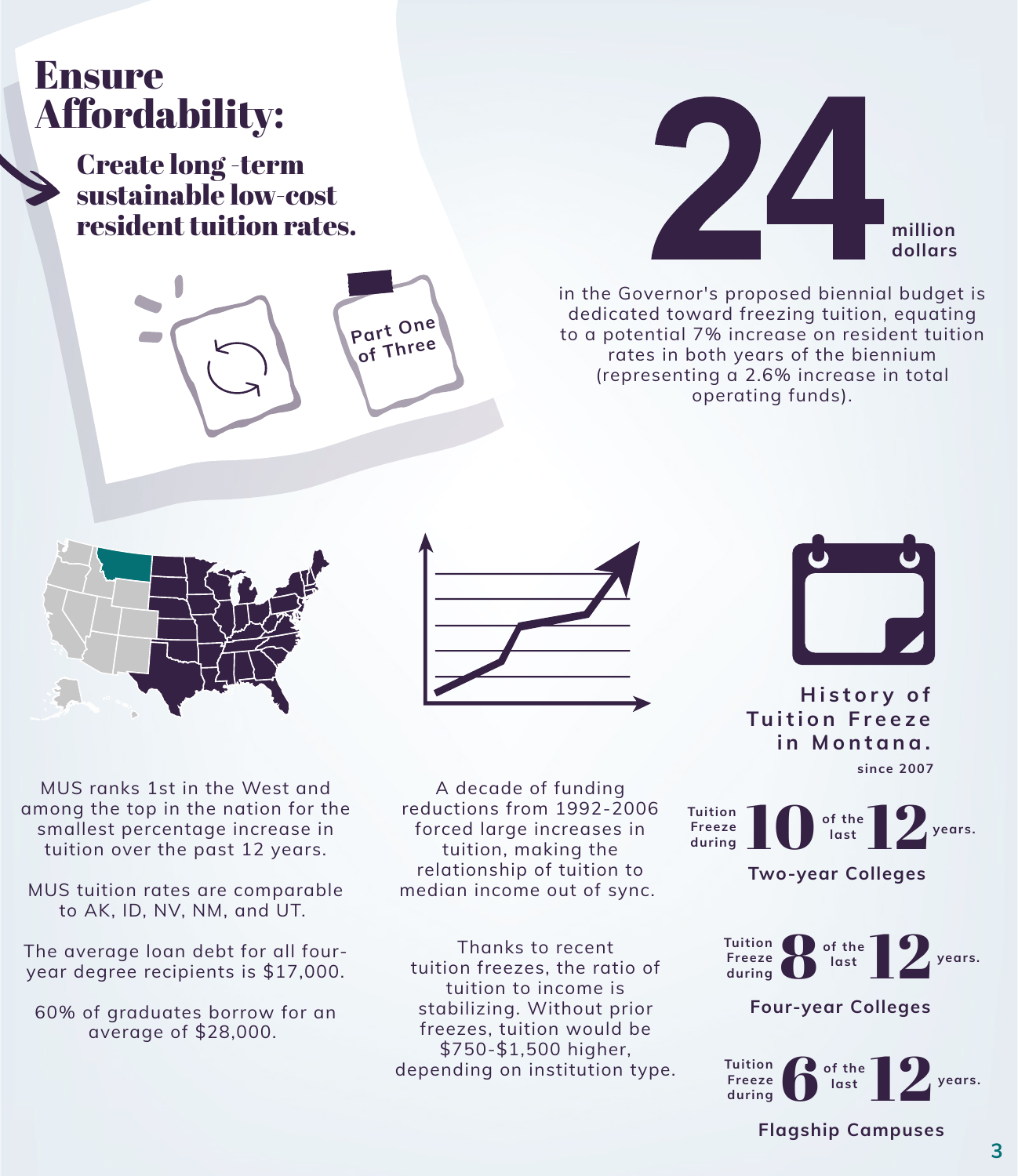# Ensure Affordability:

## Create long -term sustainable low-cost resident tuition rates.

Part One of Three

**24 million dollars**

in the Governor's proposed biennial budget is dedicated toward freezing tuition, equating to a potential 7% increase on resident tuition rates in both years of the biennium (representing a 2.6% increase in total operating funds).

MUS ranks 1st in the West and among the top in the nation for the smallest percentage increase in tuition over the past 12 years.

MUS tuition rates are comparable to AK, ID, NV, NM, and UT.

The average loan debt for all four-year degree recipients is $17,000.

60% of graduates borrow for an average of $28,000.

A decade of funding reductions from 1992-2006 forced large increases in tuition, making the relationship of tuition to median income out of sync.

Thanks to recent tuition freezes, the ratio of tuition to income is stabilizing. Without prior freezes, tuition would be $750-$1,500 higher, depending on institution type.

### History of Tuition Freeze in Montana.

since 2007

Tuition Freeze during **10** of the last **12** years.

**Two-year Colleges**

Tuition Freeze during **8** of the last **12** years.

**Four-year Colleges**

Tuition Freeze during **6** of the last **12** years.

**Flagship Campuses**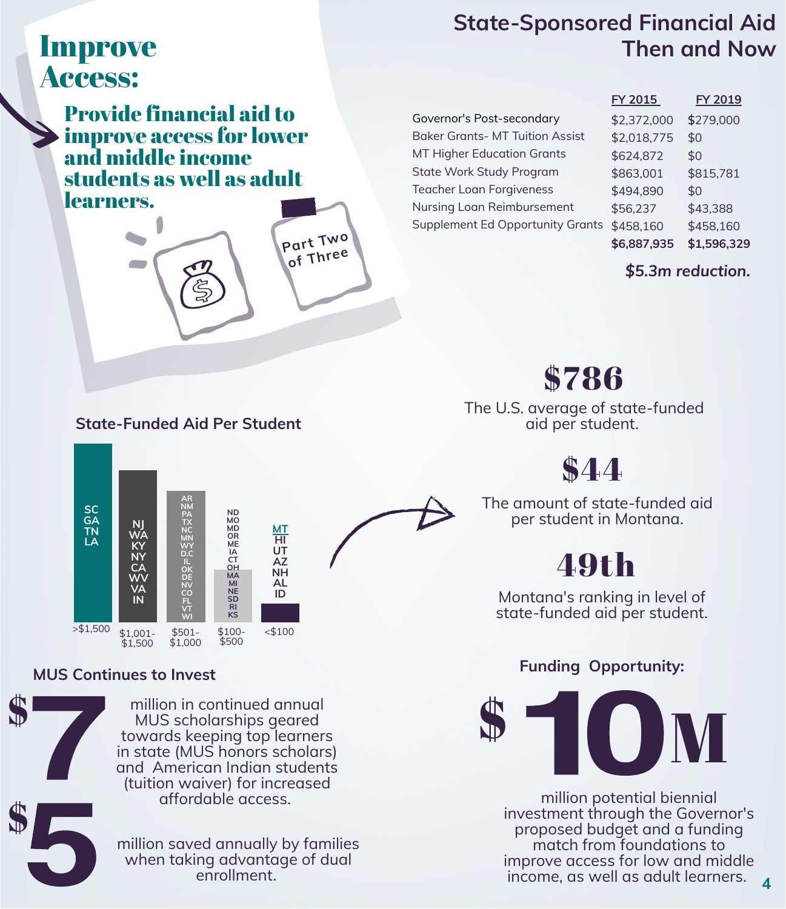# Improve Access:

## Provide financial aid to improve access for lower and middle income students as well as adult learners.

Part Two of Three

## State-Sponsored Financial Aid Then and Now

| | FY 2015 | FY 2019 |
|---|---|---|
| Governor's Post-secondary | $2,372,000 | $279,000 |
| Baker Grants- MT Tuition Assist | $2,018,775 | $0 |
| MT Higher Education Grants | $624,872 | $0 |
| State Work Study Program | $863,001 | $815,781 |
| Teacher Loan Forgiveness | $494,890 | $0 |
| Nursing Loan Reimbursement | $56,237 | $43,388 |
| Supplement Ed Opportunity Grants | $458,160 | $458,160 |
| | **$6,887,935** | **$1,596,329** |

***$5.3m reduction.***

### State-Funded Aid Per Student

| Aid per student | States |
|---|---|
| >$1,500 | SC, GA, TN, LA |
| $1,001-$1,500 | NJ, WA, KY, NY, CA, WV, VA, IN |
| $501-$1,000 | AR, NM, PA, TX, NC, MN, WY, D.C, IL, OK, DE, NV, CO, FL, VT, WI |
| $100-$500 | ND, MO, MD, OR, ME, IA, CT, OH, MA, MI, NE, SD, RI, KS |
| <$100 | MT, HI, UT, AZ, NH, AL, ID |

**$786**
The U.S. average of state-funded aid per student.

**$44**
The amount of state-funded aid per student in Montana.

**49th**
Montana's ranking in level of state-funded aid per student.

### MUS Continues to Invest

**$7** million in continued annual MUS scholarships geared towards keeping top learners in state (MUS honors scholars) and American Indian students (tuition waiver) for increased affordable access.

**$5** million saved annually by families when taking advantage of dual enrollment.

### Funding Opportunity:

**$10M**

million potential biennial investment through the Governor's proposed budget and a funding match from foundations to improve access for low and middle income, as well as adult learners.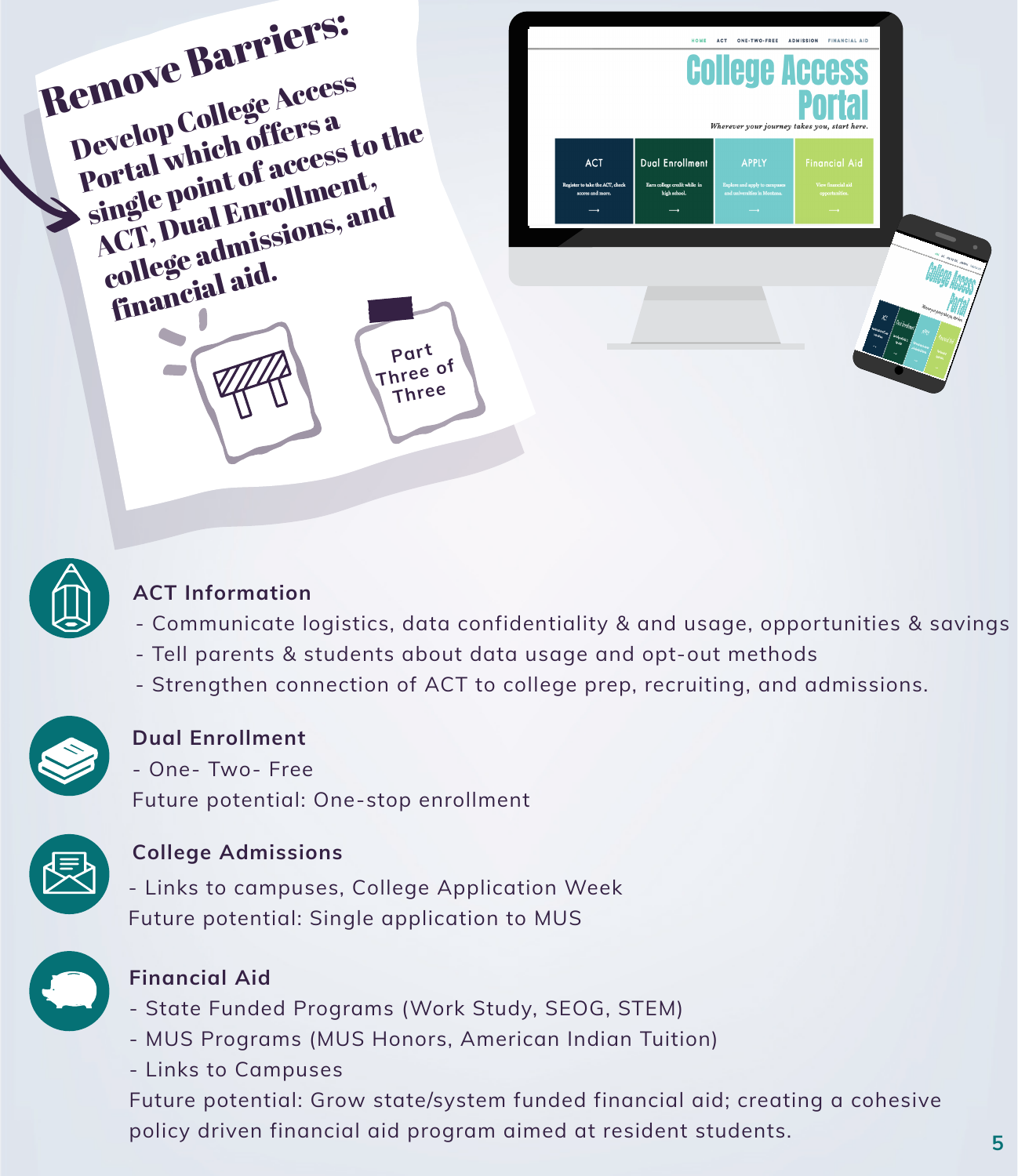# Remove Barriers:

**Develop College Access Portal which offers a single point of access to the ACT, Dual Enrollment, and college admissions, and financial aid.**

Part Three of Three

### ACT Information

- Communicate logistics, data confidentiality & and usage, opportunities & savings
- Tell parents & students about data usage and opt-out methods
- Strengthen connection of ACT to college prep, recruiting, and admissions.

### Dual Enrollment

- One- Two- Free

Future potential: One-stop enrollment

### College Admissions

- Links to campuses, College Application Week

Future potential: Single application to MUS

### Financial Aid

- State Funded Programs (Work Study, SEOG, STEM)
- MUS Programs (MUS Honors, American Indian Tuition)
- Links to Campuses

Future potential: Grow state/system funded financial aid; creating a cohesive policy driven financial aid program aimed at resident students.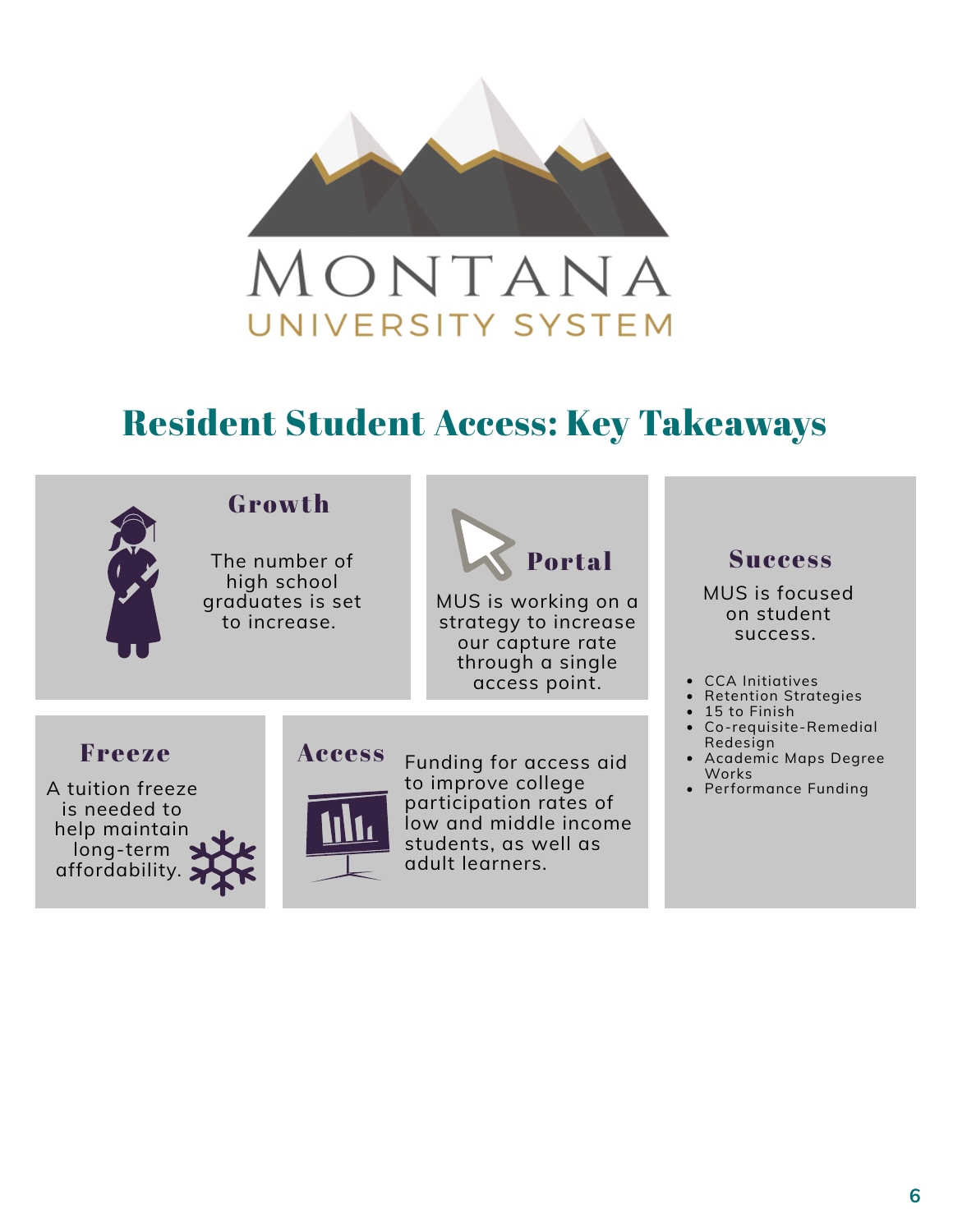MONTANA

UNIVERSITY SYSTEM

# Resident Student Access: Key Takeaways

## Growth

The number of high school graduates is set to increase.

## Portal

MUS is working on a strategy to increase our capture rate through a single access point.

## Success

MUS is focused on student success.

- CCA Initiatives
- Retention Strategies
- 15 to Finish
- Co-requisite-Remedial Redesign
- Academic Maps Degree Works
- Performance Funding

## Freeze

A tuition freeze is needed to help maintain long-term affordability.

## Access

Funding for access aid to improve college participation rates of low and middle income students, as well as adult learners.